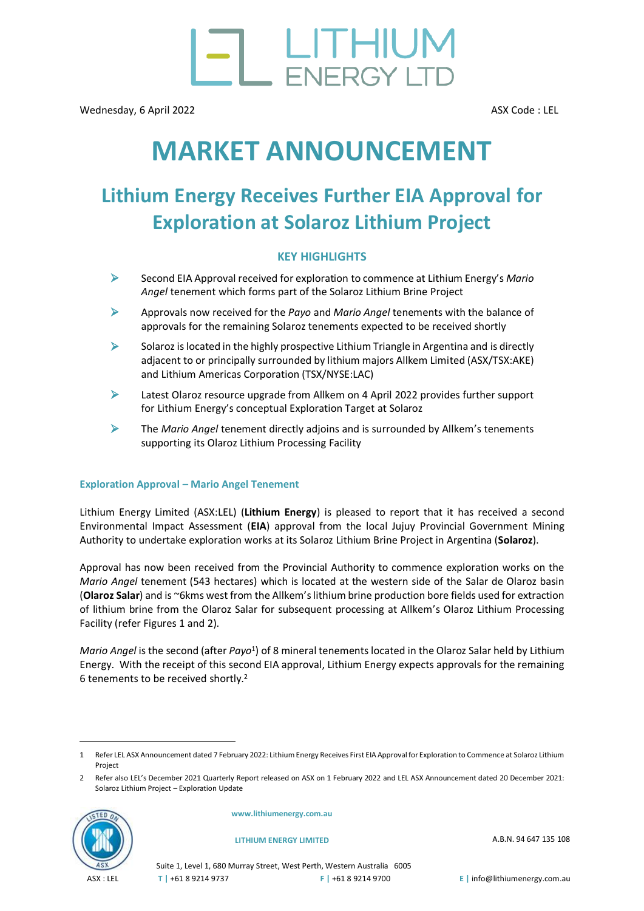Wednesday, 6 April 2022

ASX Code : LEL

# MARKET ANNOUNCEMENT

## Lithium Energy Receives Further EIA Approval for Exploration at Solaroz Lithium Project

### KEY HIGHLIGHTS

- Second EIA Approval received for exploration to commence at Lithium Energy's *Mario Angel* tenement which forms part of the Solaroz Lithium Brine Project
- Approvals now received for the *Payo* and *Mario Angel* tenements with the balance of approvals for the remaining Solaroz tenements expected to be received shortly
- Solaroz is located in the highly prospective Lithium Triangle in Argentina and is directly adjacent to or principally surrounded by lithium majors Allkem Limited (ASX/TSX:AKE) and Lithium Americas Corporation (TSX/NYSE:LAC)
- Latest Olaroz resource upgrade from Allkem on 4 April 2022 provides further support for Lithium Energy's conceptual Exploration Target at Solaroz
- The *Mario Angel* tenement directly adjoins and is surrounded by Allkem's tenements supporting its Olaroz Lithium Processing Facility

### Exploration Approval – Mario Angel Tenement

Lithium Energy Limited (ASX:LEL) (**Lithium Energy**) is pleased to report that it has received a second Environmental Impact Assessment (**EIA**) approval from the local Jujuy Provincial Government Mining Authority to undertake exploration works at its Solaroz Lithium Brine Project in Argentina (**Solaroz**).

Approval has now been received from the Provincial Authority to commence exploration works on the *Mario Angel* tenement (543 hectares) which is located at the western side of the Salar de Olaroz basin (**Olaroz Salar**) and is ~6kms west from the Allkem's lithium brine production bore fields used for extraction of lithium brine from the Olaroz Salar for subsequent processing at Allkem's Olaroz Lithium Processing Facility (refer Figures 1 and 2).

*Mario Angel* is the second (after *Payo*[1]) of 8 mineral tenements located in the Olaroz Salar held by Lithium Energy. With the receipt of this second EIA approval, Lithium Energy expects approvals for the remaining 6 tenements to be received shortly.[2]

---

1 Refer LEL ASX Announcement dated 7 February 2022: Lithium Energy Receives First EIA Approval for Exploration to Commence at Solaroz Lithium Project

2 Refer also LEL's December 2021 Quarterly Report released on ASX on 1 February 2022 and LEL ASX Announcement dated 20 December 2021: Solaroz Lithium Project – Exploration Update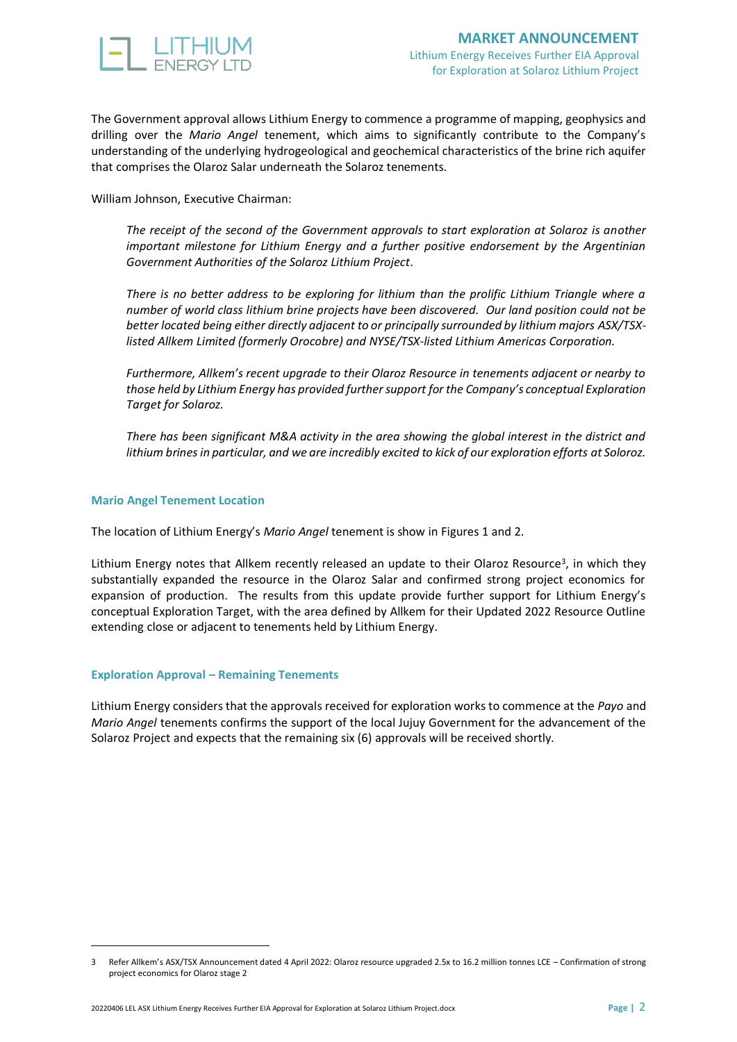The Government approval allows Lithium Energy to commence a programme of mapping, geophysics and drilling over the *Mario Angel* tenement, which aims to significantly contribute to the Company's understanding of the underlying hydrogeological and geochemical characteristics of the brine rich aquifer that comprises the Olaroz Salar underneath the Solaroz tenements.

William Johnson, Executive Chairman:

> *The receipt of the second of the Government approvals to start exploration at Solaroz is another important milestone for Lithium Energy and a further positive endorsement by the Argentinian Government Authorities of the Solaroz Lithium Project.*
>
> *There is no better address to be exploring for lithium than the prolific Lithium Triangle where a number of world class lithium brine projects have been discovered. Our land position could not be better located being either directly adjacent to or principally surrounded by lithium majors ASX/TSX-listed Allkem Limited (formerly Orocobre) and NYSE/TSX-listed Lithium Americas Corporation.*
>
> *Furthermore, Allkem's recent upgrade to their Olaroz Resource in tenements adjacent or nearby to those held by Lithium Energy has provided further support for the Company's conceptual Exploration Target for Solaroz.*
>
> *There has been significant M&A activity in the area showing the global interest in the district and lithium brines in particular, and we are incredibly excited to kick of our exploration efforts at Soloroz.*

### Mario Angel Tenement Location

The location of Lithium Energy's *Mario Angel* tenement is show in Figures 1 and 2.

Lithium Energy notes that Allkem recently released an update to their Olaroz Resource[3], in which they substantially expanded the resource in the Olaroz Salar and confirmed strong project economics for expansion of production. The results from this update provide further support for Lithium Energy's conceptual Exploration Target, with the area defined by Allkem for their Updated 2022 Resource Outline extending close or adjacent to tenements held by Lithium Energy.

### Exploration Approval – Remaining Tenements

Lithium Energy considers that the approvals received for exploration works to commence at the *Payo* and *Mario Angel* tenements confirms the support of the local Jujuy Government for the advancement of the Solaroz Project and expects that the remaining six (6) approvals will be received shortly.

---

3 Refer Allkem's ASX/TSX Announcement dated 4 April 2022: Olaroz resource upgraded 2.5x to 16.2 million tonnes LCE – Confirmation of strong project economics for Olaroz stage 2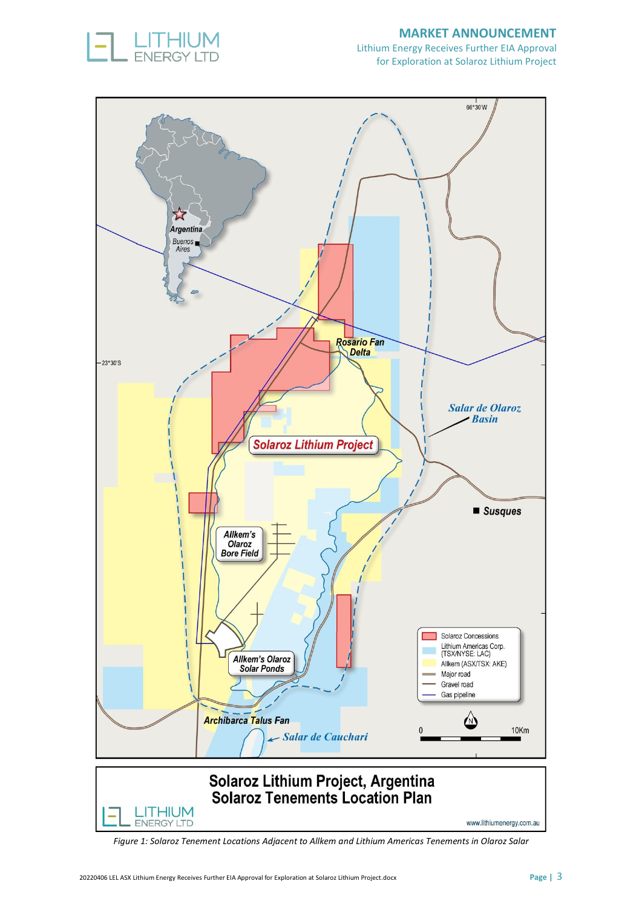Figure 1: Solaroz Tenement Locations Adjacent to Allkem and Lithium Americas Tenements in Olaroz Salar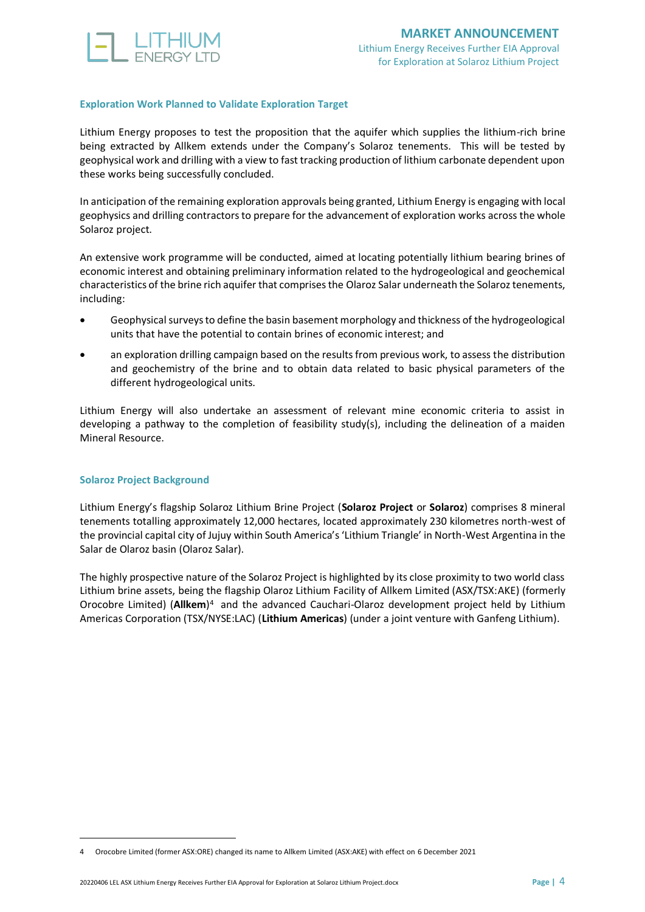## Exploration Work Planned to Validate Exploration Target

Lithium Energy proposes to test the proposition that the aquifer which supplies the lithium-rich brine being extracted by Allkem extends under the Company's Solaroz tenements. This will be tested by geophysical work and drilling with a view to fast tracking production of lithium carbonate dependent upon these works being successfully concluded.

In anticipation of the remaining exploration approvals being granted, Lithium Energy is engaging with local geophysics and drilling contractors to prepare for the advancement of exploration works across the whole Solaroz project.

An extensive work programme will be conducted, aimed at locating potentially lithium bearing brines of economic interest and obtaining preliminary information related to the hydrogeological and geochemical characteristics of the brine rich aquifer that comprises the Olaroz Salar underneath the Solaroz tenements, including:

- Geophysical surveys to define the basin basement morphology and thickness of the hydrogeological units that have the potential to contain brines of economic interest; and
- an exploration drilling campaign based on the results from previous work, to assess the distribution and geochemistry of the brine and to obtain data related to basic physical parameters of the different hydrogeological units.

Lithium Energy will also undertake an assessment of relevant mine economic criteria to assist in developing a pathway to the completion of feasibility study(s), including the delineation of a maiden Mineral Resource.

## Solaroz Project Background

Lithium Energy's flagship Solaroz Lithium Brine Project (**Solaroz Project** or **Solaroz**) comprises 8 mineral tenements totalling approximately 12,000 hectares, located approximately 230 kilometres north-west of the provincial capital city of Jujuy within South America's 'Lithium Triangle' in North-West Argentina in the Salar de Olaroz basin (Olaroz Salar).

The highly prospective nature of the Solaroz Project is highlighted by its close proximity to two world class Lithium brine assets, being the flagship Olaroz Lithium Facility of Allkem Limited (ASX/TSX:AKE) (formerly Orocobre Limited) (**Allkem**)[4] and the advanced Cauchari-Olaroz development project held by Lithium Americas Corporation (TSX/NYSE:LAC) (**Lithium Americas**) (under a joint venture with Ganfeng Lithium).

---

4 Orocobre Limited (former ASX:ORE) changed its name to Allkem Limited (ASX:AKE) with effect on 6 December 2021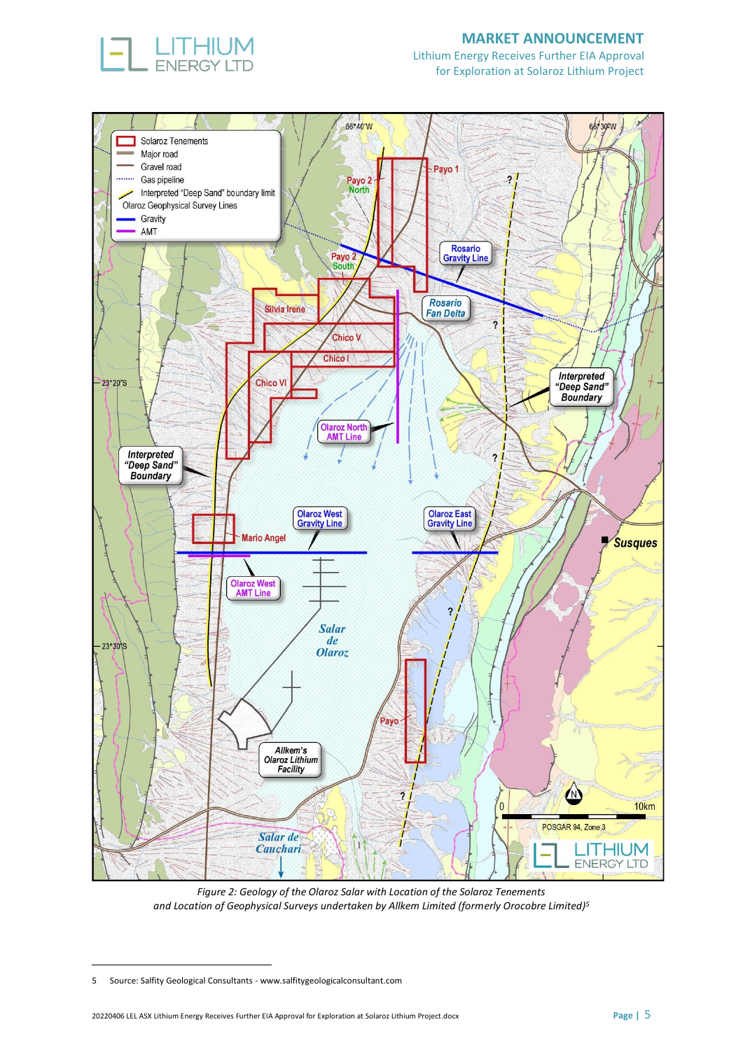*Figure 2: Geology of the Olaroz Salar with Location of the Solaroz Tenements and Location of Geophysical Surveys undertaken by Allkem Limited (formerly Orocobre Limited)*[5]

5 Source: Salfity Geological Consultants - www.salfitygeologicalconsultant.com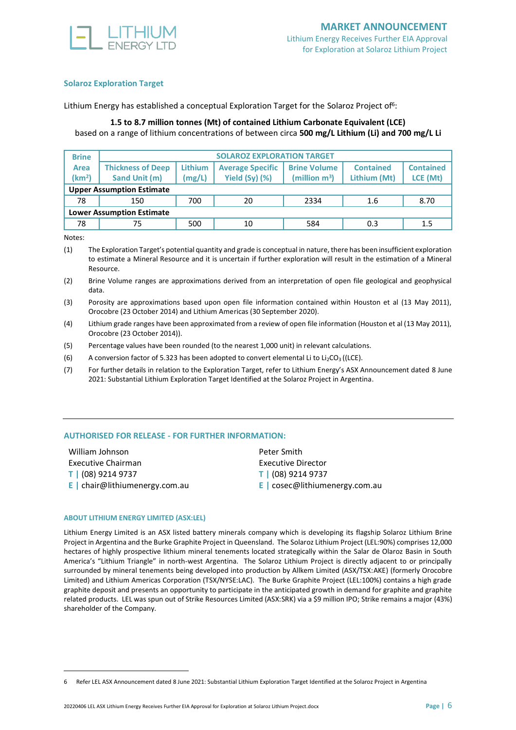### Solaroz Exploration Target

Lithium Energy has established a conceptual Exploration Target for the Solaroz Project of[6]:

**1.5 to 8.7 million tonnes (Mt) of contained Lithium Carbonate Equivalent (LCE)**
based on a range of lithium concentrations of between circa **500 mg/L Lithium (Li) and 700 mg/L Li**

| Brine Area ($km^2$) | SOLAROZ EXPLORATION TARGET | | | | | |
|---|---|---|---|---|---|---|
| | Thickness of Deep Sand Unit (m) | Lithium (mg/L) | Average Specific Yield (Sy) (%) | Brine Volume (million $m^3$) | Contained Lithium (Mt) | Contained LCE (Mt) |
| **Upper Assumption Estimate** | | | | | | |
| 78 | 150 | 700 | 20 | 2334 | 1.6 | 8.70 |
| **Lower Assumption Estimate** | | | | | | |
| 78 | 75 | 500 | 10 | 584 | 0.3 | 1.5 |

Notes:

(1) The Exploration Target's potential quantity and grade is conceptual in nature, there has been insufficient exploration to estimate a Mineral Resource and it is uncertain if further exploration will result in the estimation of a Mineral Resource.

(2) Brine Volume ranges are approximations derived from an interpretation of open file geological and geophysical data.

(3) Porosity are approximations based upon open file information contained within Houston et al (13 May 2011), Orocobre (23 October 2014) and Lithium Americas (30 September 2020).

(4) Lithium grade ranges have been approximated from a review of open file information (Houston et al (13 May 2011), Orocobre (23 October 2014)).

(5) Percentage values have been rounded (to the nearest 1,000 unit) in relevant calculations.

(6) A conversion factor of 5.323 has been adopted to convert elemental Li to $Li_2CO_3$ ((LCE).

(7) For further details in relation to the Exploration Target, refer to Lithium Energy's ASX Announcement dated 8 June 2021: Substantial Lithium Exploration Target Identified at the Solaroz Project in Argentina.

---

### AUTHORISED FOR RELEASE - FOR FURTHER INFORMATION:

William Johnson
Executive Chairman
T | (08) 9214 9737
E | chair@lithiumenergy.com.au

Peter Smith
Executive Director
T | (08) 9214 9737
E | cosec@lithiumenergy.com.au

#### ABOUT LITHIUM ENERGY LIMITED (ASX:LEL)

Lithium Energy Limited is an ASX listed battery minerals company which is developing its flagship Solaroz Lithium Brine Project in Argentina and the Burke Graphite Project in Queensland. The Solaroz Lithium Project (LEL:90%) comprises 12,000 hectares of highly prospective lithium mineral tenements located strategically within the Salar de Olaroz Basin in South America's "Lithium Triangle" in north-west Argentina. The Solaroz Lithium Project is directly adjacent to or principally surrounded by mineral tenements being developed into production by Allkem Limited (ASX/TSX:AKE) (formerly Orocobre Limited) and Lithium Americas Corporation (TSX/NYSE:LAC). The Burke Graphite Project (LEL:100%) contains a high grade graphite deposit and presents an opportunity to participate in the anticipated growth in demand for graphite and graphite related products. LEL was spun out of Strike Resources Limited (ASX:SRK) via a $9 million IPO; Strike remains a major (43%) shareholder of the Company.

---

6 Refer LEL ASX Announcement dated 8 June 2021: Substantial Lithium Exploration Target Identified at the Solaroz Project in Argentina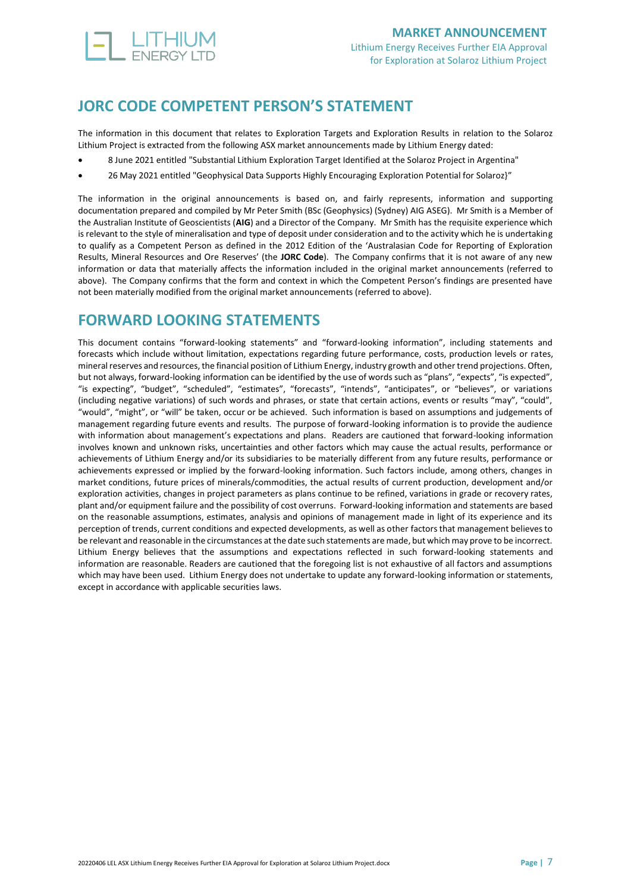## JORC CODE COMPETENT PERSON'S STATEMENT

The information in this document that relates to Exploration Targets and Exploration Results in relation to the Solaroz Lithium Project is extracted from the following ASX market announcements made by Lithium Energy dated:

- 8 June 2021 entitled "Substantial Lithium Exploration Target Identified at the Solaroz Project in Argentina"
- 26 May 2021 entitled "Geophysical Data Supports Highly Encouraging Exploration Potential for Solaroz}"

The information in the original announcements is based on, and fairly represents, information and supporting documentation prepared and compiled by Mr Peter Smith (BSc (Geophysics) (Sydney) AIG ASEG). Mr Smith is a Member of the Australian Institute of Geoscientists (**AIG**) and a Director of the Company. Mr Smith has the requisite experience which is relevant to the style of mineralisation and type of deposit under consideration and to the activity which he is undertaking to qualify as a Competent Person as defined in the 2012 Edition of the 'Australasian Code for Reporting of Exploration Results, Mineral Resources and Ore Reserves' (the **JORC Code**). The Company confirms that it is not aware of any new information or data that materially affects the information included in the original market announcements (referred to above). The Company confirms that the form and context in which the Competent Person's findings are presented have not been materially modified from the original market announcements (referred to above).

## FORWARD LOOKING STATEMENTS

This document contains "forward-looking statements" and "forward-looking information", including statements and forecasts which include without limitation, expectations regarding future performance, costs, production levels or rates, mineral reserves and resources, the financial position of Lithium Energy, industry growth and other trend projections. Often, but not always, forward-looking information can be identified by the use of words such as "plans", "expects", "is expected", "is expecting", "budget", "scheduled", "estimates", "forecasts", "intends", "anticipates", or "believes", or variations (including negative variations) of such words and phrases, or state that certain actions, events or results "may", "could", "would", "might", or "will" be taken, occur or be achieved. Such information is based on assumptions and judgements of management regarding future events and results. The purpose of forward-looking information is to provide the audience with information about management's expectations and plans. Readers are cautioned that forward-looking information involves known and unknown risks, uncertainties and other factors which may cause the actual results, performance or achievements of Lithium Energy and/or its subsidiaries to be materially different from any future results, performance or achievements expressed or implied by the forward-looking information. Such factors include, among others, changes in market conditions, future prices of minerals/commodities, the actual results of current production, development and/or exploration activities, changes in project parameters as plans continue to be refined, variations in grade or recovery rates, plant and/or equipment failure and the possibility of cost overruns. Forward-looking information and statements are based on the reasonable assumptions, estimates, analysis and opinions of management made in light of its experience and its perception of trends, current conditions and expected developments, as well as other factors that management believes to be relevant and reasonable in the circumstances at the date such statements are made, but which may prove to be incorrect. Lithium Energy believes that the assumptions and expectations reflected in such forward-looking statements and information are reasonable. Readers are cautioned that the foregoing list is not exhaustive of all factors and assumptions which may have been used. Lithium Energy does not undertake to update any forward-looking information or statements, except in accordance with applicable securities laws.